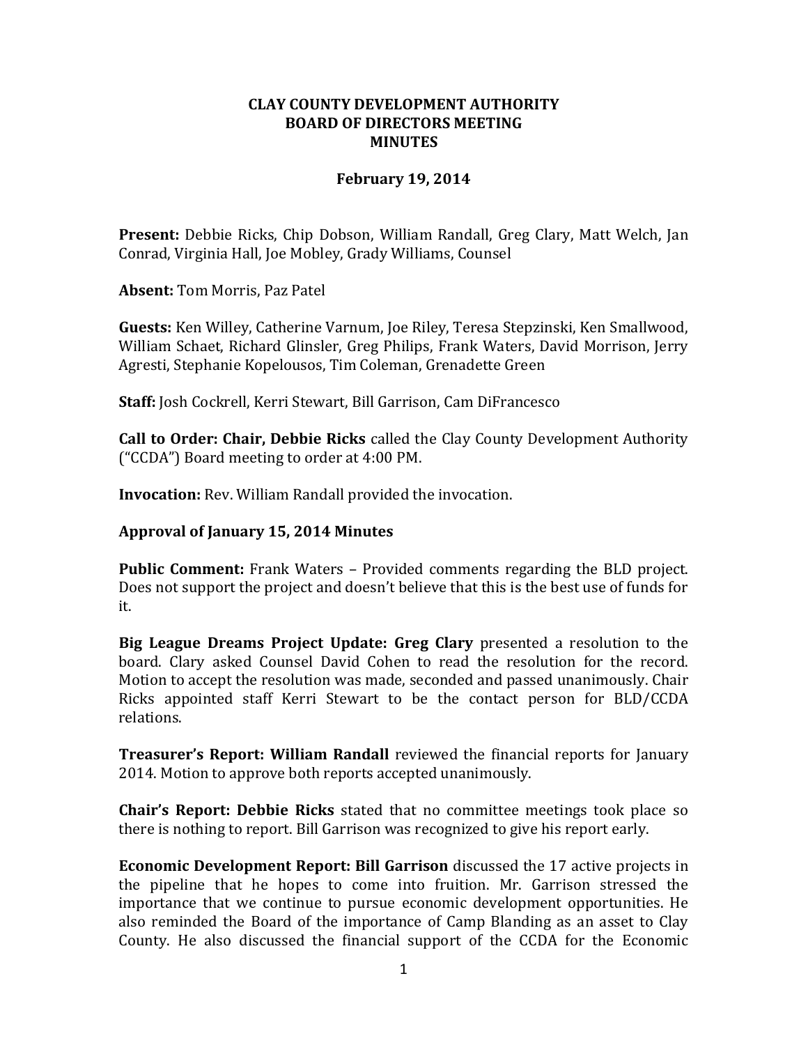# CLAY COUNTY DEVELOPMENT AUTHORITY
## BOARD OF DIRECTORS MEETING
## MINUTES

**February 19, 2014**

**Present:** Debbie Ricks, Chip Dobson, William Randall, Greg Clary, Matt Welch, Jan Conrad, Virginia Hall, Joe Mobley, Grady Williams, Counsel

**Absent:** Tom Morris, Paz Patel

**Guests:** Ken Willey, Catherine Varnum, Joe Riley, Teresa Stepzinski, Ken Smallwood, William Schaet, Richard Glinsler, Greg Philips, Frank Waters, David Morrison, Jerry Agresti, Stephanie Kopelousos, Tim Coleman, Grenadette Green

**Staff:** Josh Cockrell, Kerri Stewart, Bill Garrison, Cam DiFrancesco

**Call to Order: Chair, Debbie Ricks** called the Clay County Development Authority ("CCDA") Board meeting to order at 4:00 PM.

**Invocation:** Rev. William Randall provided the invocation.

**Approval of January 15, 2014 Minutes**

**Public Comment:** Frank Waters – Provided comments regarding the BLD project. Does not support the project and doesn't believe that this is the best use of funds for it.

**Big League Dreams Project Update: Greg Clary** presented a resolution to the board. Clary asked Counsel David Cohen to read the resolution for the record. Motion to accept the resolution was made, seconded and passed unanimously. Chair Ricks appointed staff Kerri Stewart to be the contact person for BLD/CCDA relations.

**Treasurer's Report: William Randall** reviewed the financial reports for January 2014. Motion to approve both reports accepted unanimously.

**Chair's Report: Debbie Ricks** stated that no committee meetings took place so there is nothing to report. Bill Garrison was recognized to give his report early.

**Economic Development Report: Bill Garrison** discussed the 17 active projects in the pipeline that he hopes to come into fruition. Mr. Garrison stressed the importance that we continue to pursue economic development opportunities. He also reminded the Board of the importance of Camp Blanding as an asset to Clay County. He also discussed the financial support of the CCDA for the Economic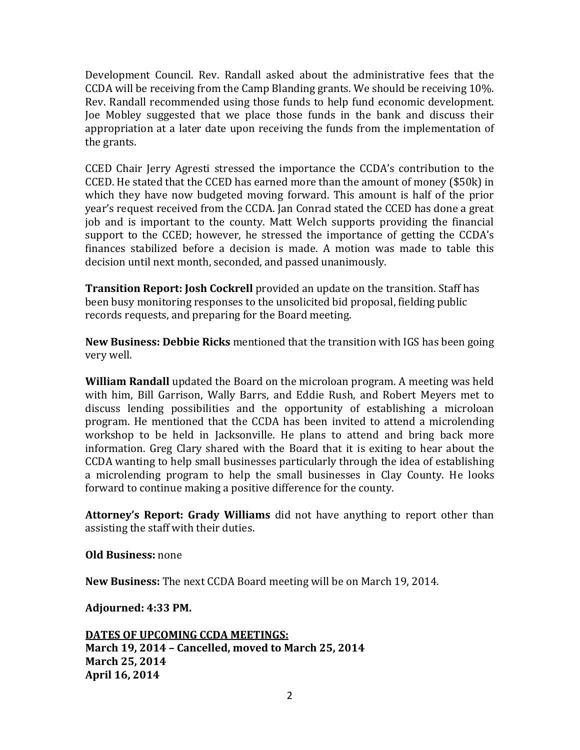Development Council. Rev. Randall asked about the administrative fees that the CCDA will be receiving from the Camp Blanding grants. We should be receiving 10%. Rev. Randall recommended using those funds to help fund economic development. Joe Mobley suggested that we place those funds in the bank and discuss their appropriation at a later date upon receiving the funds from the implementation of the grants.

CCED Chair Jerry Agresti stressed the importance the CCDA's contribution to the CCED. He stated that the CCED has earned more than the amount of money ($50k) in which they have now budgeted moving forward. This amount is half of the prior year's request received from the CCDA. Jan Conrad stated the CCED has done a great job and is important to the county. Matt Welch supports providing the financial support to the CCED; however, he stressed the importance of getting the CCDA's finances stabilized before a decision is made. A motion was made to table this decision until next month, seconded, and passed unanimously.

**Transition Report: Josh Cockrell** provided an update on the transition. Staff has been busy monitoring responses to the unsolicited bid proposal, fielding public records requests, and preparing for the Board meeting.

**New Business: Debbie Ricks** mentioned that the transition with IGS has been going very well.

**William Randall** updated the Board on the microloan program. A meeting was held with him, Bill Garrison, Wally Barrs, and Eddie Rush, and Robert Meyers met to discuss lending possibilities and the opportunity of establishing a microloan program. He mentioned that the CCDA has been invited to attend a microlending workshop to be held in Jacksonville. He plans to attend and bring back more information. Greg Clary shared with the Board that it is exiting to hear about the CCDA wanting to help small businesses particularly through the idea of establishing a microlending program to help the small businesses in Clay County. He looks forward to continue making a positive difference for the county.

**Attorney's Report: Grady Williams** did not have anything to report other than assisting the staff with their duties.

**Old Business:** none

**New Business:** The next CCDA Board meeting will be on March 19, 2014.

**Adjourned: 4:33 PM.**

**DATES OF UPCOMING CCDA MEETINGS:**
**March 19, 2014 – Cancelled, moved to March 25, 2014**
**March 25, 2014**
**April 16, 2014**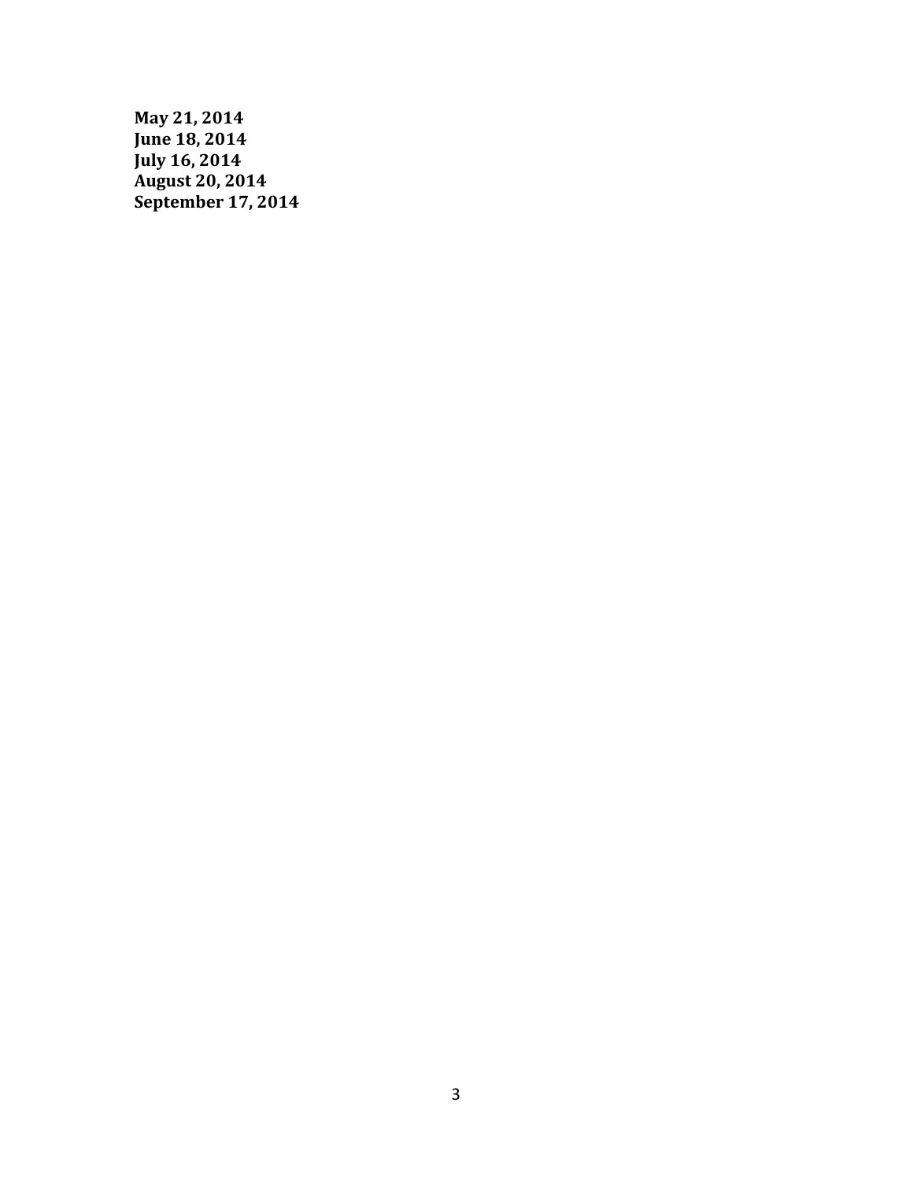**May 21, 2014**
**June 18, 2014**
**July 16, 2014**
**August 20, 2014**
**September 17, 2014**